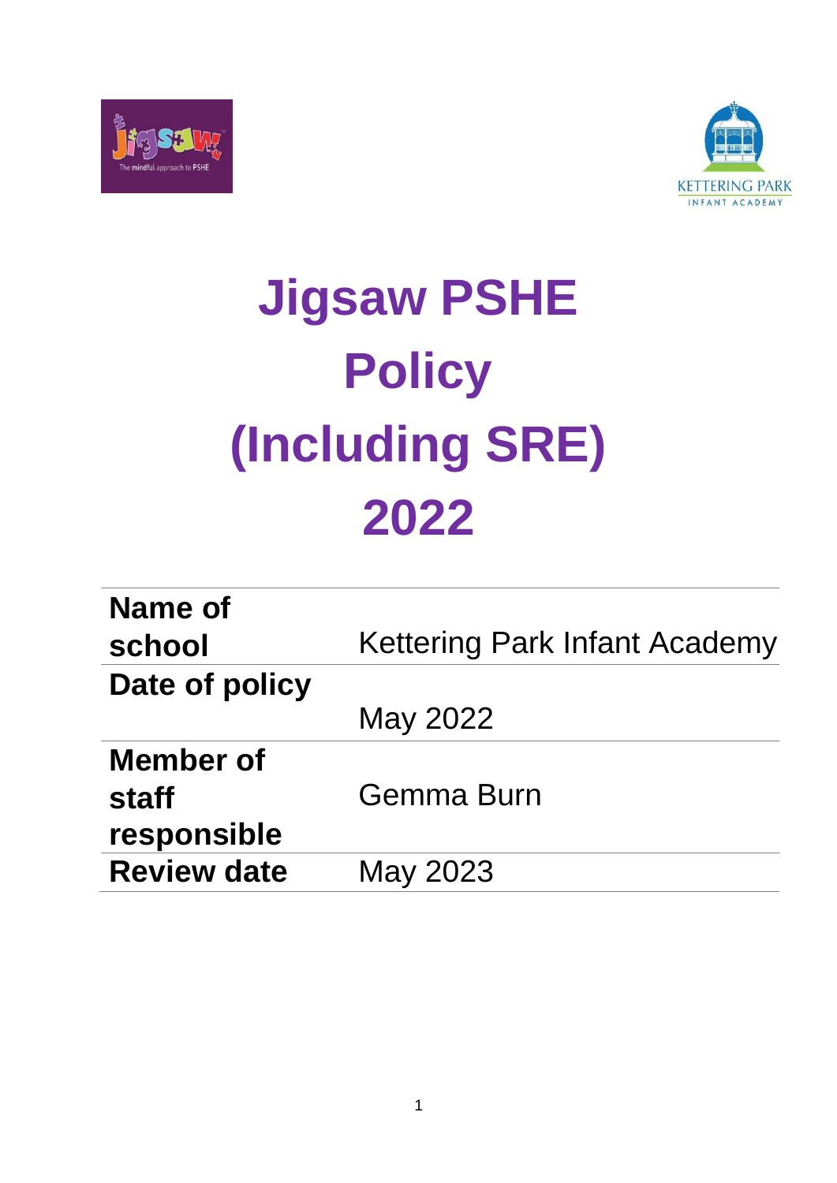# Jigsaw PSHE Policy (Including SRE) 2022

| | |
|---|---|
| **Name of school** | Kettering Park Infant Academy |
| **Date of policy** | May 2022 |
| **Member of staff responsible** | Gemma Burn |
| **Review date** | May 2023 |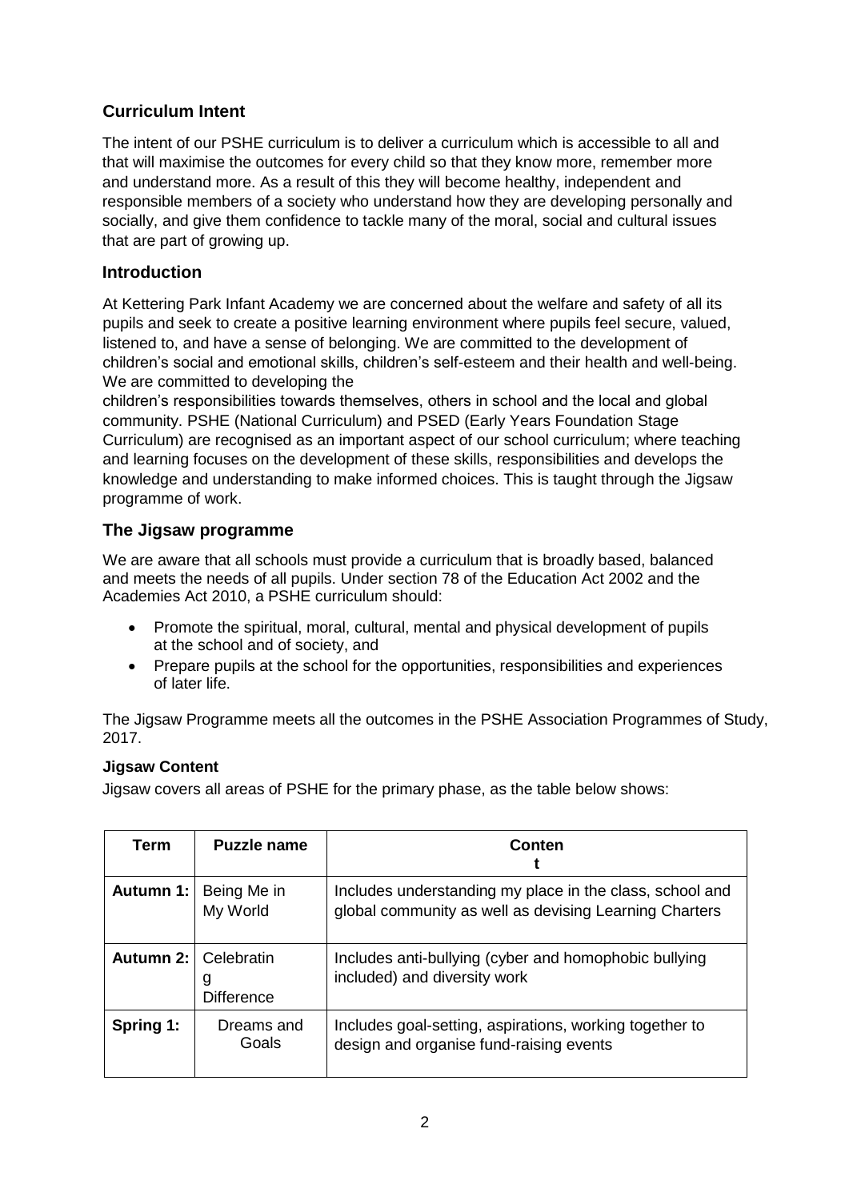## Curriculum Intent

The intent of our PSHE curriculum is to deliver a curriculum which is accessible to all and that will maximise the outcomes for every child so that they know more, remember more and understand more. As a result of this they will become healthy, independent and responsible members of a society who understand how they are developing personally and socially, and give them confidence to tackle many of the moral, social and cultural issues that are part of growing up.

## Introduction

At Kettering Park Infant Academy we are concerned about the welfare and safety of all its pupils and seek to create a positive learning environment where pupils feel secure, valued, listened to, and have a sense of belonging. We are committed to the development of children's social and emotional skills, children's self-esteem and their health and well-being. We are committed to developing the children's responsibilities towards themselves, others in school and the local and global community. PSHE (National Curriculum) and PSED (Early Years Foundation Stage Curriculum) are recognised as an important aspect of our school curriculum; where teaching and learning focuses on the development of these skills, responsibilities and develops the knowledge and understanding to make informed choices. This is taught through the Jigsaw programme of work.

## The Jigsaw programme

We are aware that all schools must provide a curriculum that is broadly based, balanced and meets the needs of all pupils. Under section 78 of the Education Act 2002 and the Academies Act 2010, a PSHE curriculum should:

- Promote the spiritual, moral, cultural, mental and physical development of pupils at the school and of society, and
- Prepare pupils at the school for the opportunities, responsibilities and experiences of later life.

The Jigsaw Programme meets all the outcomes in the PSHE Association Programmes of Study, 2017.

### Jigsaw Content

Jigsaw covers all areas of PSHE for the primary phase, as the table below shows:

| Term | Puzzle name | Content |
|---|---|---|
| **Autumn 1:** | Being Me in My World | Includes understanding my place in the class, school and global community as well as devising Learning Charters |
| **Autumn 2:** | Celebrating Difference | Includes anti-bullying (cyber and homophobic bullying included) and diversity work |
| **Spring 1:** | Dreams and Goals | Includes goal-setting, aspirations, working together to design and organise fund-raising events |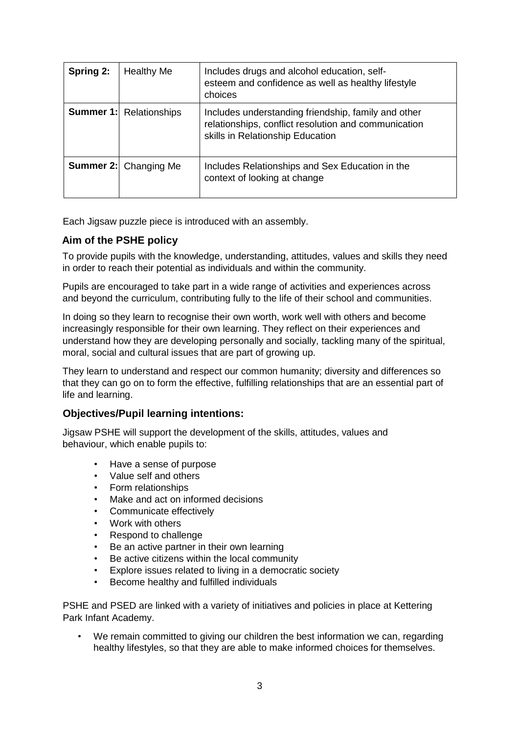| Spring 2: | Healthy Me | Includes drugs and alcohol education, self-esteem and confidence as well as healthy lifestyle choices |
|---|---|---|
| **Summer 1:** | Relationships | Includes understanding friendship, family and other relationships, conflict resolution and communication skills in Relationship Education |
| **Summer 2:** | Changing Me | Includes Relationships and Sex Education in the context of looking at change |

Each Jigsaw puzzle piece is introduced with an assembly.

### Aim of the PSHE policy

To provide pupils with the knowledge, understanding, attitudes, values and skills they need in order to reach their potential as individuals and within the community.

Pupils are encouraged to take part in a wide range of activities and experiences across and beyond the curriculum, contributing fully to the life of their school and communities.

In doing so they learn to recognise their own worth, work well with others and become increasingly responsible for their own learning. They reflect on their experiences and understand how they are developing personally and socially, tackling many of the spiritual, moral, social and cultural issues that are part of growing up.

They learn to understand and respect our common humanity; diversity and differences so that they can go on to form the effective, fulfilling relationships that are an essential part of life and learning.

### Objectives/Pupil learning intentions:

Jigsaw PSHE will support the development of the skills, attitudes, values and behaviour, which enable pupils to:

- Have a sense of purpose
- Value self and others
- Form relationships
- Make and act on informed decisions
- Communicate effectively
- Work with others
- Respond to challenge
- Be an active partner in their own learning
- Be active citizens within the local community
- Explore issues related to living in a democratic society
- Become healthy and fulfilled individuals

PSHE and PSED are linked with a variety of initiatives and policies in place at Kettering Park Infant Academy.

- We remain committed to giving our children the best information we can, regarding healthy lifestyles, so that they are able to make informed choices for themselves.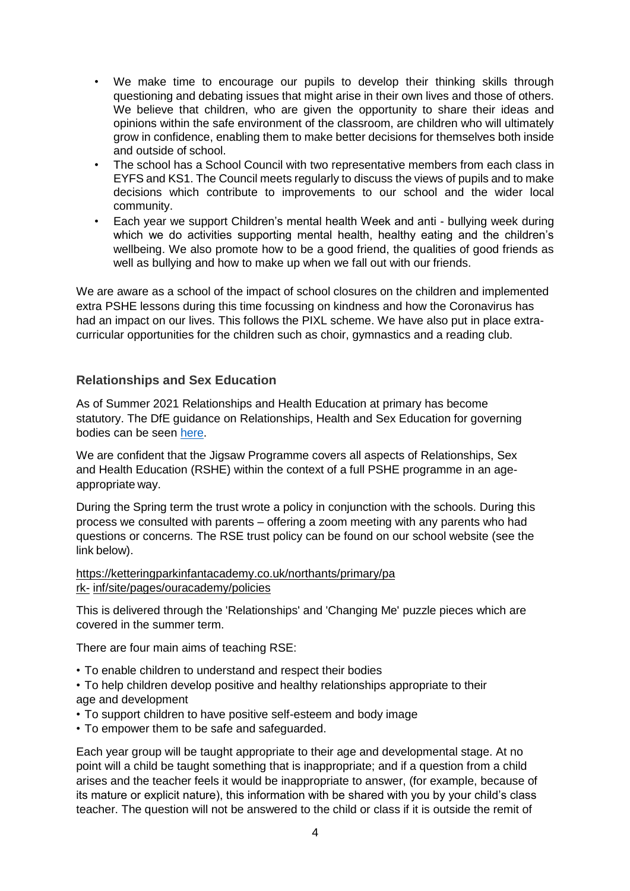- We make time to encourage our pupils to develop their thinking skills through questioning and debating issues that might arise in their own lives and those of others. We believe that children, who are given the opportunity to share their ideas and opinions within the safe environment of the classroom, are children who will ultimately grow in confidence, enabling them to make better decisions for themselves both inside and outside of school.
- The school has a School Council with two representative members from each class in EYFS and KS1. The Council meets regularly to discuss the views of pupils and to make decisions which contribute to improvements to our school and the wider local community.
- Each year we support Children's mental health Week and anti - bullying week during which we do activities supporting mental health, healthy eating and the children's wellbeing. We also promote how to be a good friend, the qualities of good friends as well as bullying and how to make up when we fall out with our friends.

We are aware as a school of the impact of school closures on the children and implemented extra PSHE lessons during this time focussing on kindness and how the Coronavirus has had an impact on our lives. This follows the PIXL scheme. We have also put in place extra-curricular opportunities for the children such as choir, gymnastics and a reading club.

### Relationships and Sex Education

As of Summer 2021 Relationships and Health Education at primary has become statutory. The DfE guidance on Relationships, Health and Sex Education for governing bodies can be seen here.

We are confident that the Jigsaw Programme covers all aspects of Relationships, Sex and Health Education (RSHE) within the context of a full PSHE programme in an age-appropriate way.

During the Spring term the trust wrote a policy in conjunction with the schools. During this process we consulted with parents – offering a zoom meeting with any parents who had questions or concerns. The RSE trust policy can be found on our school website (see the link below).

https://ketteringparkinfantacademy.co.uk/northants/primary/park-inf/site/pages/ouracademy/policies

This is delivered through the 'Relationships' and 'Changing Me' puzzle pieces which are covered in the summer term.

There are four main aims of teaching RSE:

- To enable children to understand and respect their bodies
- To help children develop positive and healthy relationships appropriate to their age and development
- To support children to have positive self-esteem and body image
- To empower them to be safe and safeguarded.

Each year group will be taught appropriate to their age and developmental stage. At no point will a child be taught something that is inappropriate; and if a question from a child arises and the teacher feels it would be inappropriate to answer, (for example, because of its mature or explicit nature), this information with be shared with you by your child's class teacher. The question will not be answered to the child or class if it is outside the remit of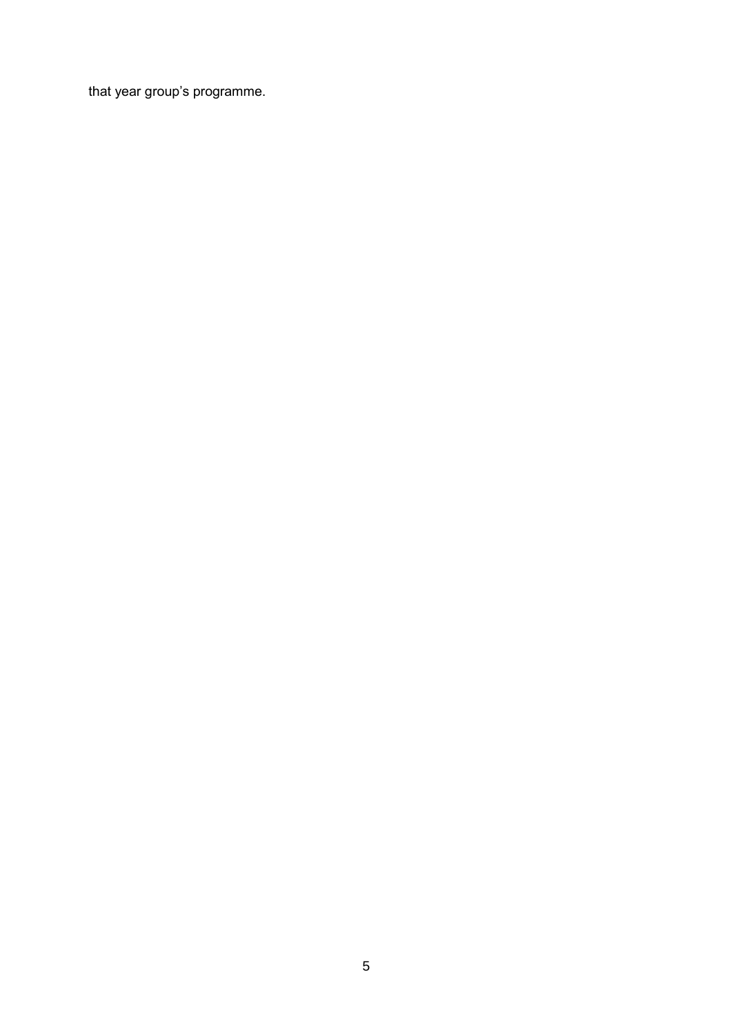that year group’s programme.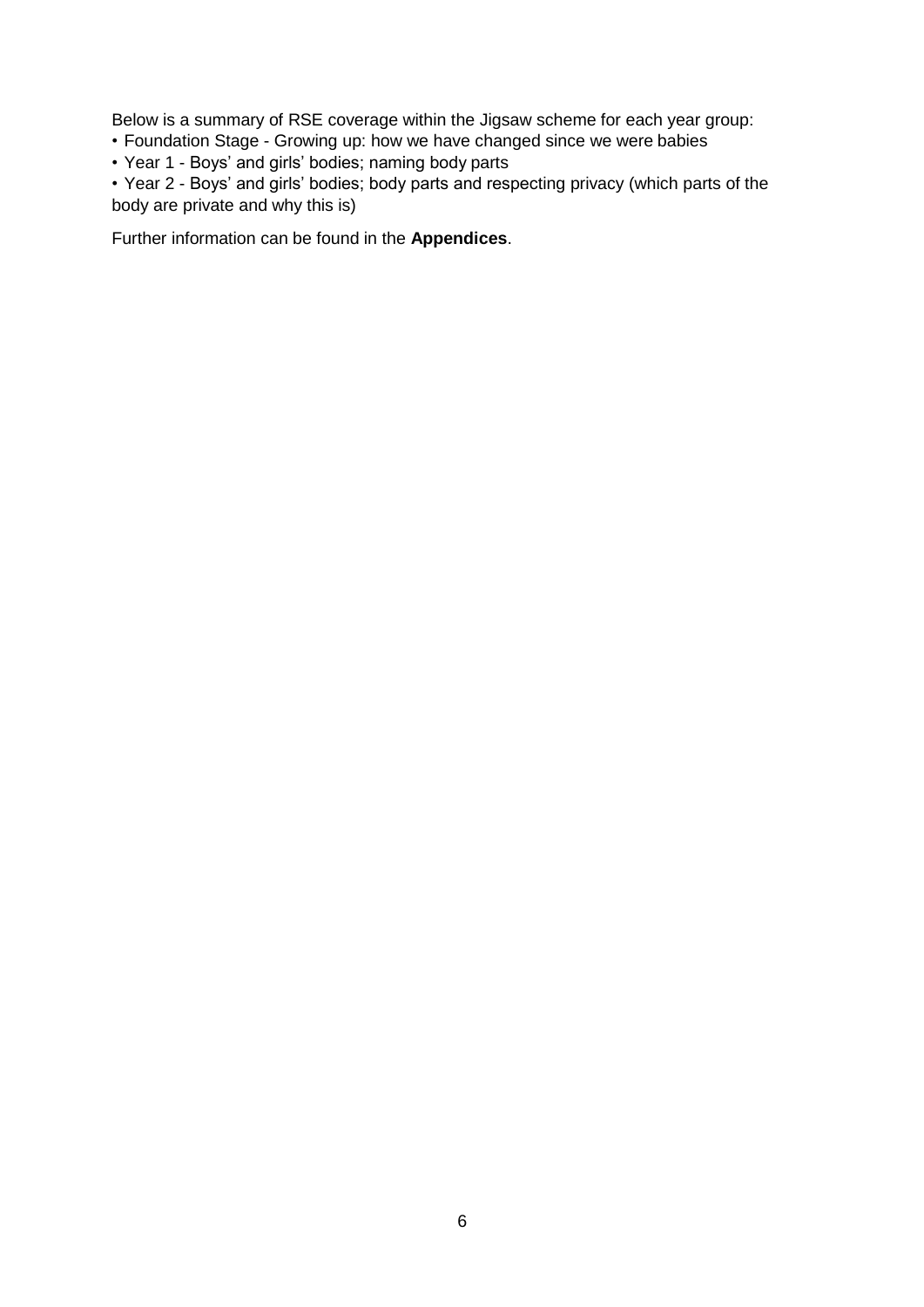Below is a summary of RSE coverage within the Jigsaw scheme for each year group:

- Foundation Stage - Growing up: how we have changed since we were babies
- Year 1 - Boys' and girls' bodies; naming body parts
- Year 2 - Boys' and girls' bodies; body parts and respecting privacy (which parts of the body are private and why this is)

Further information can be found in the **Appendices**.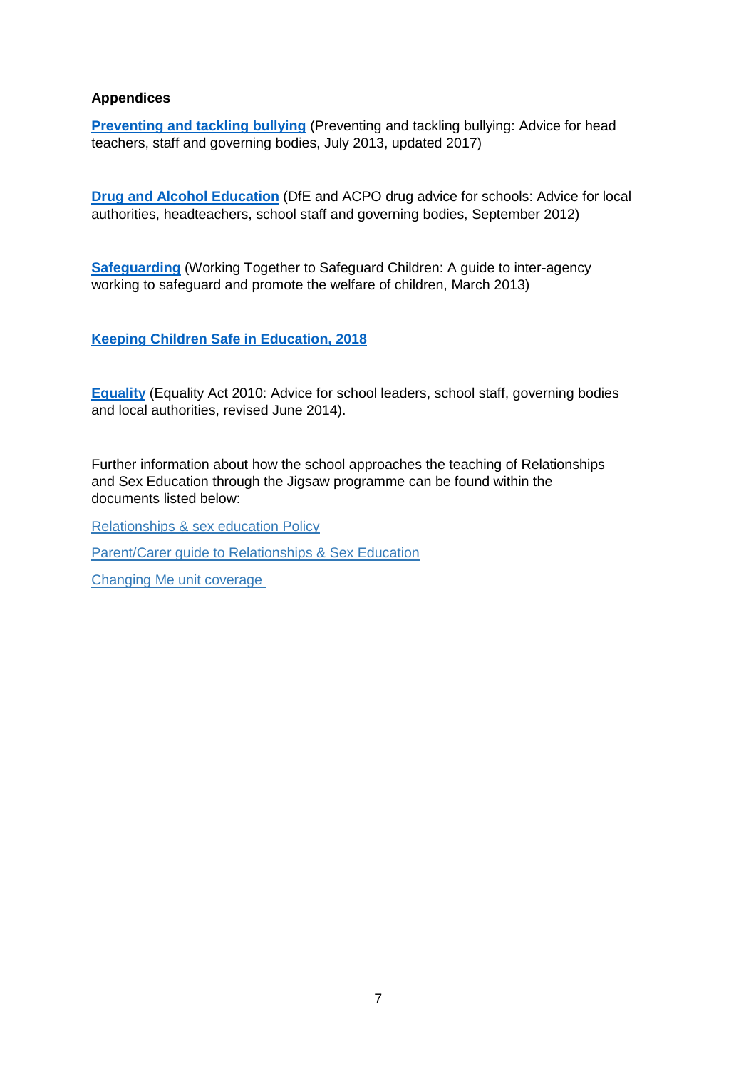**Appendices**

**Preventing and tackling bullying** (Preventing and tackling bullying: Advice for head teachers, staff and governing bodies, July 2013, updated 2017)

**Drug and Alcohol Education** (DfE and ACPO drug advice for schools: Advice for local authorities, headteachers, school staff and governing bodies, September 2012)

**Safeguarding** (Working Together to Safeguard Children: A guide to inter-agency working to safeguard and promote the welfare of children, March 2013)

**Keeping Children Safe in Education, 2018**

**Equality** (Equality Act 2010: Advice for school leaders, school staff, governing bodies and local authorities, revised June 2014).

Further information about how the school approaches the teaching of Relationships and Sex Education through the Jigsaw programme can be found within the documents listed below:

Relationships & sex education Policy

Parent/Carer guide to Relationships & Sex Education

Changing Me unit coverage